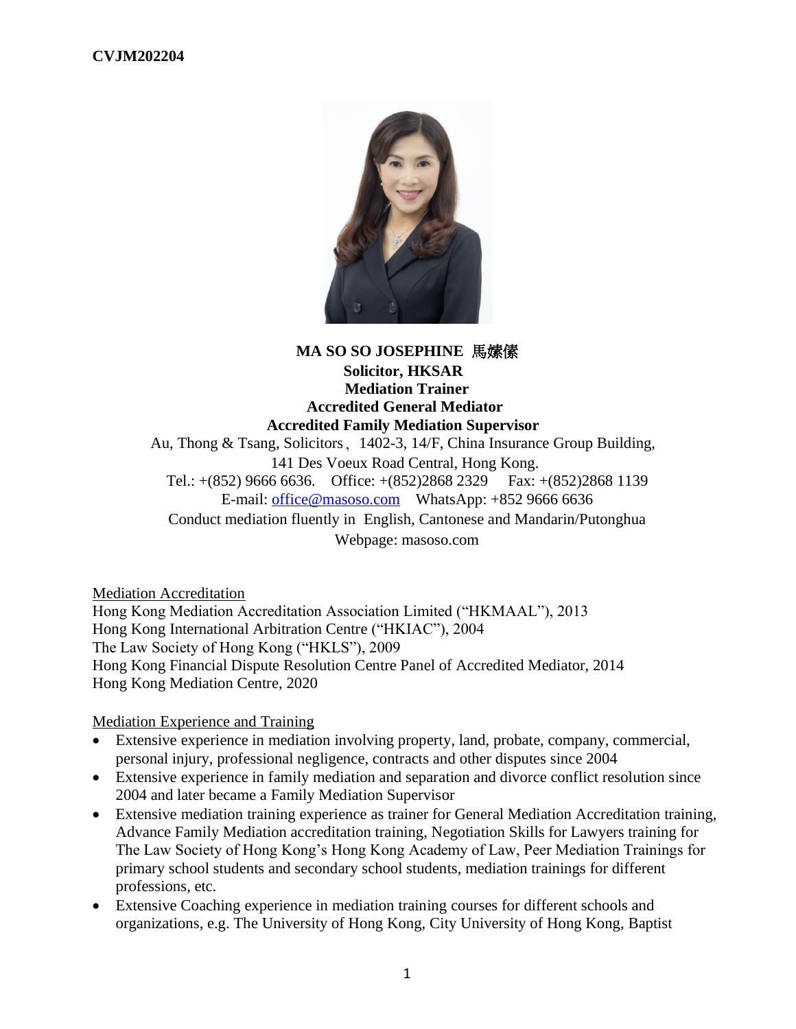CVJM202204

**MA SO SO JOSEPHINE 馬嫊儴**
**Solicitor, HKSAR**
**Mediation Trainer**
**Accredited General Mediator**
**Accredited Family Mediation Supervisor**

Au, Thong & Tsang, Solicitors, 1402-3, 14/F, China Insurance Group Building,
141 Des Voeux Road Central, Hong Kong.
Tel.: +(852) 9666 6636. Office: +(852)2868 2329 Fax: +(852)2868 1139
E-mail: office@masoso.com WhatsApp: +852 9666 6636
Conduct mediation fluently in English, Cantonese and Mandarin/Putonghua
Webpage: masoso.com

Mediation Accreditation

Hong Kong Mediation Accreditation Association Limited ("HKMAAL"), 2013
Hong Kong International Arbitration Centre ("HKIAC"), 2004
The Law Society of Hong Kong ("HKLS"), 2009
Hong Kong Financial Dispute Resolution Centre Panel of Accredited Mediator, 2014
Hong Kong Mediation Centre, 2020

Mediation Experience and Training

- Extensive experience in mediation involving property, land, probate, company, commercial, personal injury, professional negligence, contracts and other disputes since 2004
- Extensive experience in family mediation and separation and divorce conflict resolution since 2004 and later became a Family Mediation Supervisor
- Extensive mediation training experience as trainer for General Mediation Accreditation training, Advance Family Mediation accreditation training, Negotiation Skills for Lawyers training for The Law Society of Hong Kong's Hong Kong Academy of Law, Peer Mediation Trainings for primary school students and secondary school students, mediation trainings for different professions, etc.
- Extensive Coaching experience in mediation training courses for different schools and organizations, e.g. The University of Hong Kong, City University of Hong Kong, Baptist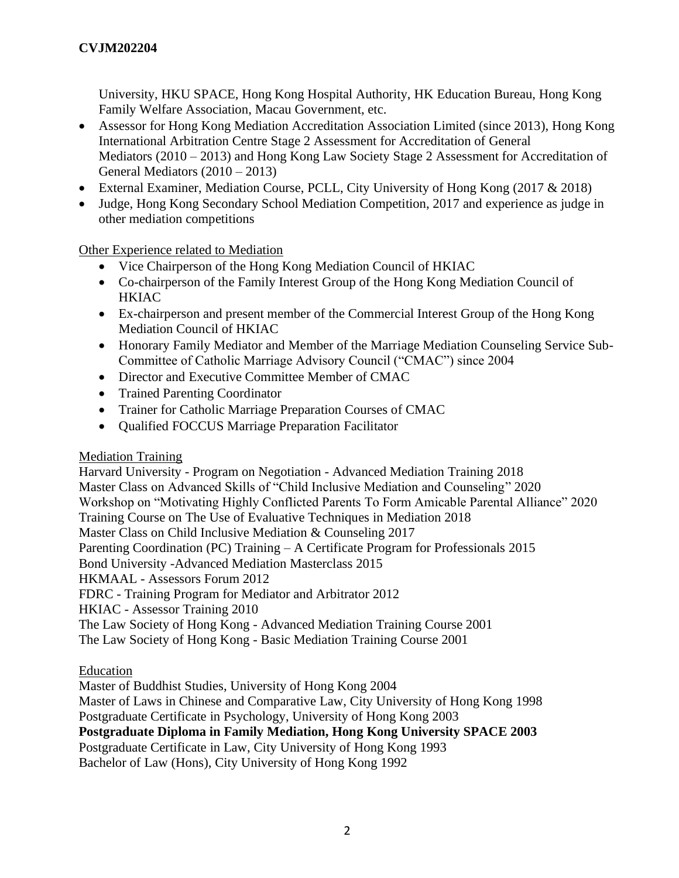University, HKU SPACE, Hong Kong Hospital Authority, HK Education Bureau, Hong Kong Family Welfare Association, Macau Government, etc.

- Assessor for Hong Kong Mediation Accreditation Association Limited (since 2013), Hong Kong International Arbitration Centre Stage 2 Assessment for Accreditation of General Mediators (2010 – 2013) and Hong Kong Law Society Stage 2 Assessment for Accreditation of General Mediators (2010 – 2013)
- External Examiner, Mediation Course, PCLL, City University of Hong Kong (2017 & 2018)
- Judge, Hong Kong Secondary School Mediation Competition, 2017 and experience as judge in other mediation competitions

<u>Other Experience related to Mediation</u>

- Vice Chairperson of the Hong Kong Mediation Council of HKIAC
- Co-chairperson of the Family Interest Group of the Hong Kong Mediation Council of HKIAC
- Ex-chairperson and present member of the Commercial Interest Group of the Hong Kong Mediation Council of HKIAC
- Honorary Family Mediator and Member of the Marriage Mediation Counseling Service Sub-Committee of Catholic Marriage Advisory Council ("CMAC") since 2004
- Director and Executive Committee Member of CMAC
- Trained Parenting Coordinator
- Trainer for Catholic Marriage Preparation Courses of CMAC
- Qualified FOCCUS Marriage Preparation Facilitator

<u>Mediation Training</u>

Harvard University - Program on Negotiation - Advanced Mediation Training 2018
Master Class on Advanced Skills of "Child Inclusive Mediation and Counseling" 2020
Workshop on "Motivating Highly Conflicted Parents To Form Amicable Parental Alliance" 2020
Training Course on The Use of Evaluative Techniques in Mediation 2018
Master Class on Child Inclusive Mediation & Counseling 2017
Parenting Coordination (PC) Training – A Certificate Program for Professionals 2015
Bond University -Advanced Mediation Masterclass 2015
HKMAAL - Assessors Forum 2012
FDRC - Training Program for Mediator and Arbitrator 2012
HKIAC - Assessor Training 2010
The Law Society of Hong Kong - Advanced Mediation Training Course 2001
The Law Society of Hong Kong - Basic Mediation Training Course 2001

<u>Education</u>

Master of Buddhist Studies, University of Hong Kong 2004
Master of Laws in Chinese and Comparative Law, City University of Hong Kong 1998
Postgraduate Certificate in Psychology, University of Hong Kong 2003
**Postgraduate Diploma in Family Mediation, Hong Kong University SPACE 2003**
Postgraduate Certificate in Law, City University of Hong Kong 1993
Bachelor of Law (Hons), City University of Hong Kong 1992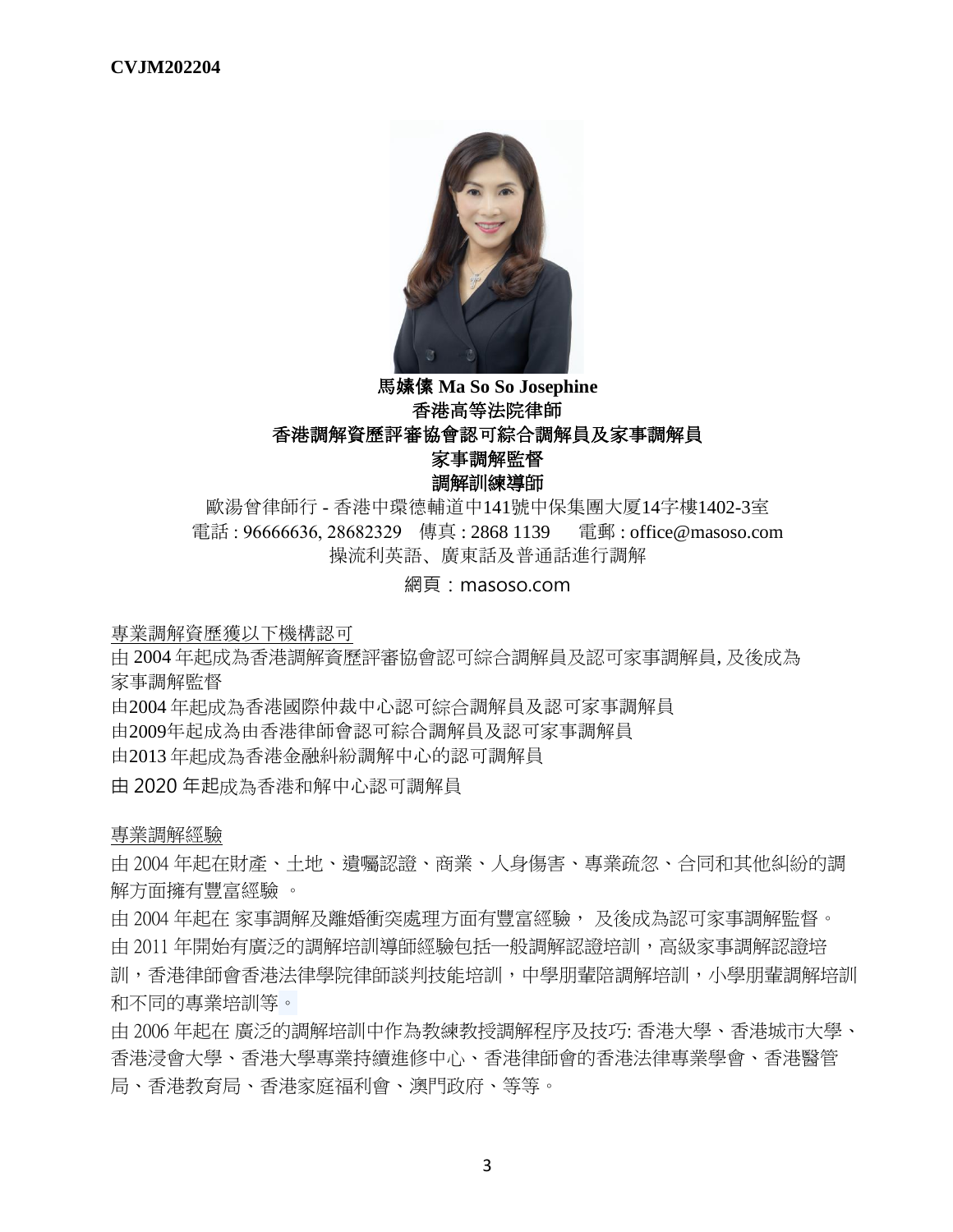CVJM202204

**馬𡟻傃 Ma So So Josephine**
**香港高等法院律師**
**香港調解資歷評審協會認可綜合調解員及家事調解員**
**家事調解監督**
**調解訓練導師**

歐湯曾律師行 - 香港中環德輔道中141號中保集團大廈14字樓1402-3室
電話 : 96666636, 28682329　傳真 : 2868 1139　　電郵 : office@masoso.com
操流利英語、廣東話及普通話進行調解

網頁：masoso.com

專業調解資歷獲以下機構認可

由 2004 年起成為香港調解資歷評審協會認可綜合調解員及認可家事調解員, 及後成為家事調解監督

由2004 年起成為香港國際仲裁中心認可綜合調解員及認可家事調解員

由2009年起成為由香港律師會認可綜合調解員及認可家事調解員

由2013 年起成為香港金融糾紛調解中心的認可調解員

由 2020 年起成為香港和解中心認可調解員

專業調解經驗

由 2004 年起在財產、土地、遺囑認證、商業、人身傷害、專業疏忽、合同和其他糾紛的調解方面擁有豐富經驗 。

由 2004 年起在 家事調解及離婚衝突處理方面有豐富經驗， 及後成為認可家事調解監督。

由 2011 年開始有廣泛的調解培訓導師經驗包括一般調解認證培訓，高級家事調解認證培訓，香港律師會香港法律學院律師談判技能培訓，中學朋輩陪調解培訓，小學朋輩調解培訓和不同的專業培訓等。

由 2006 年起在 廣泛的調解培訓中作為教練教授調解程序及技巧: 香港大學、香港城市大學、香港浸會大學、香港大學專業持續進修中心、香港律師會的香港法律專業學會、香港醫管局、香港教育局、香港家庭福利會、澳門政府、等等。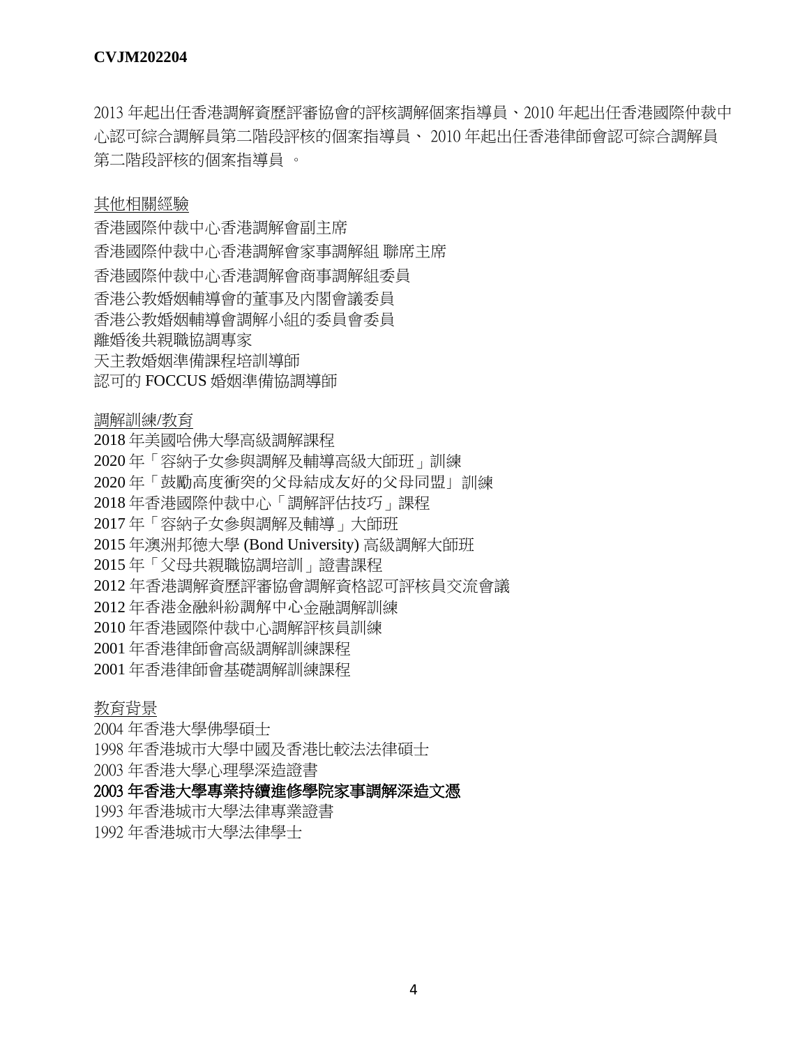2013 年起出任香港調解資歷評審協會的評核調解個案指導員、2010 年起出任香港國際仲裁中心認可綜合調解員第二階段評核的個案指導員、 2010 年起出任香港律師會認可綜合調解員第二階段評核的個案指導員 。

<u>其他相關經驗</u>

香港國際仲裁中心香港調解會副主席
香港國際仲裁中心香港調解會家事調解組 聯席主席
香港國際仲裁中心香港調解會商事調解組委員
香港公教婚姻輔導會的董事及內閣會議委員
香港公教婚姻輔導會調解小組的委員會委員
離婚後共親職協調專家
天主教婚姻準備課程培訓導師
認可的 FOCCUS 婚姻準備協調導師

<u>調解訓練/教育</u>

2018 年美國哈佛大學高級調解課程
2020 年「容納子女參與調解及輔導高級大師班」訓練
2020 年「鼓勵高度衝突的父母結成友好的父母同盟」 訓練
2018 年香港國際仲裁中心「調解評估技巧」課程
2017 年「容納子女參與調解及輔導」大師班
2015 年澳洲邦德大學 (Bond University) 高級調解大師班
2015 年「父母共親職協調培訓」證書課程
2012 年香港調解資歷評審協會調解資格認可評核員交流會議
2012 年香港金融糾紛調解中心金融調解訓練
2010 年香港國際仲裁中心調解評核員訓練
2001 年香港律師會高級調解訓練課程
2001 年香港律師會基礎調解訓練課程

<u>教育背景</u>

2004 年香港大學佛學碩士
1998 年香港城市大學中國及香港比較法法律碩士
2003 年香港大學心理學深造證書
**2003 年香港大學專業持續進修學院家事調解深造文憑**
1993 年香港城市大學法律專業證書
1992 年香港城市大學法律學士